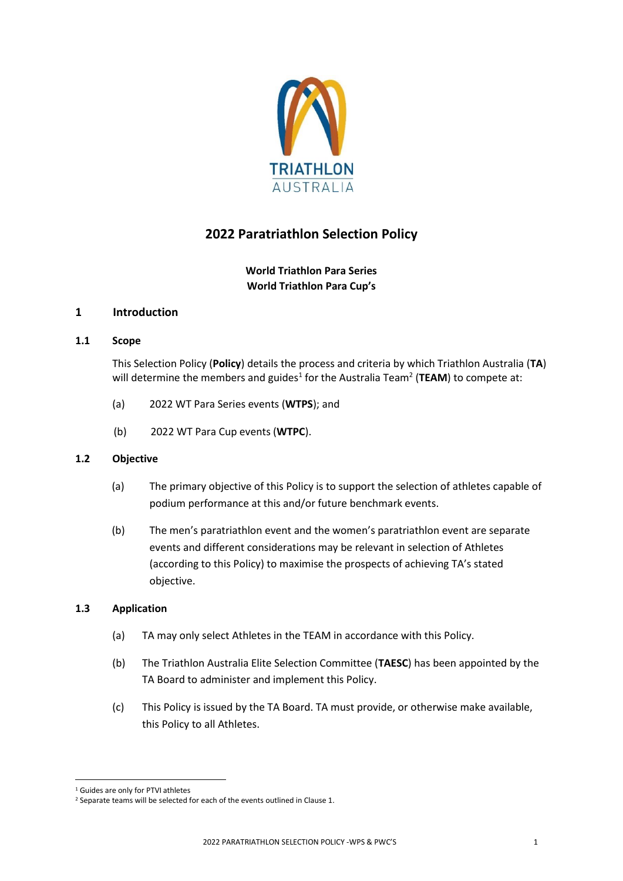# 2022 Paratriathlon Selection Policy

**World Triathlon Para Series**
**World Triathlon Para Cup's**

## 1 Introduction

### 1.1 Scope

This Selection Policy (**Policy**) details the process and criteria by which Triathlon Australia (**TA**) will determine the members and guides[1] for the Australia Team[2] (**TEAM**) to compete at:

(a) 2022 WT Para Series events (**WTPS**); and

(b) 2022 WT Para Cup events (**WTPC**).

### 1.2 Objective

(a) The primary objective of this Policy is to support the selection of athletes capable of podium performance at this and/or future benchmark events.

(b) The men's paratriathlon event and the women's paratriathlon event are separate events and different considerations may be relevant in selection of Athletes (according to this Policy) to maximise the prospects of achieving TA's stated objective.

### 1.3 Application

(a) TA may only select Athletes in the TEAM in accordance with this Policy.

(b) The Triathlon Australia Elite Selection Committee (**TAESC**) has been appointed by the TA Board to administer and implement this Policy.

(c) This Policy is issued by the TA Board. TA must provide, or otherwise make available, this Policy to all Athletes.

---

[1] Guides are only for PTVI athletes
[2] Separate teams will be selected for each of the events outlined in Clause 1.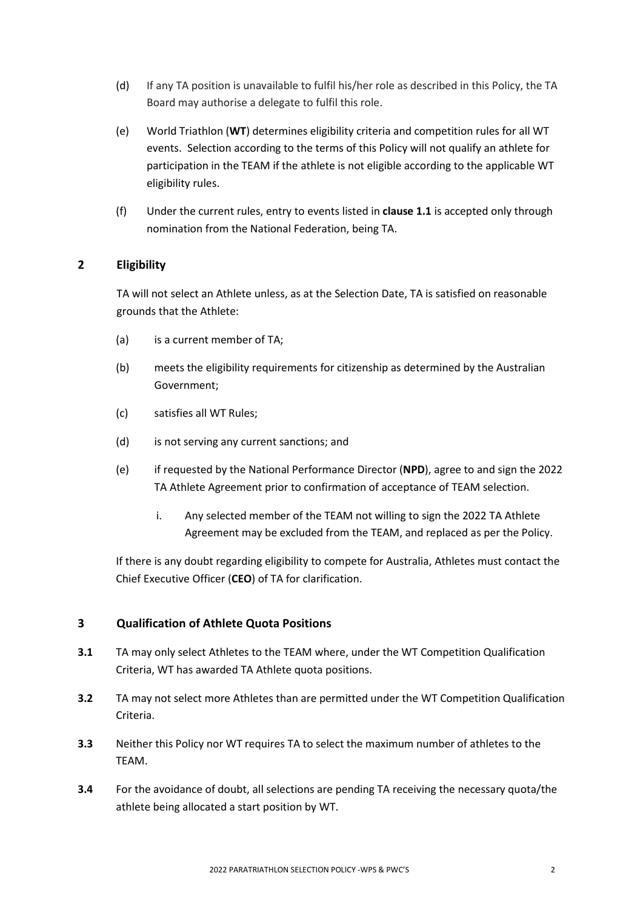(d) If any TA position is unavailable to fulfil his/her role as described in this Policy, the TA Board may authorise a delegate to fulfil this role.

(e) World Triathlon (**WT**) determines eligibility criteria and competition rules for all WT events. Selection according to the terms of this Policy will not qualify an athlete for participation in the TEAM if the athlete is not eligible according to the applicable WT eligibility rules.

(f) Under the current rules, entry to events listed in **clause 1.1** is accepted only through nomination from the National Federation, being TA.

## 2 Eligibility

TA will not select an Athlete unless, as at the Selection Date, TA is satisfied on reasonable grounds that the Athlete:

(a) is a current member of TA;

(b) meets the eligibility requirements for citizenship as determined by the Australian Government;

(c) satisfies all WT Rules;

(d) is not serving any current sanctions; and

(e) if requested by the National Performance Director (**NPD**), agree to and sign the 2022 TA Athlete Agreement prior to confirmation of acceptance of TEAM selection.

   i. Any selected member of the TEAM not willing to sign the 2022 TA Athlete Agreement may be excluded from the TEAM, and replaced as per the Policy.

If there is any doubt regarding eligibility to compete for Australia, Athletes must contact the Chief Executive Officer (**CEO**) of TA for clarification.

## 3 Qualification of Athlete Quota Positions

**3.1** TA may only select Athletes to the TEAM where, under the WT Competition Qualification Criteria, WT has awarded TA Athlete quota positions.

**3.2** TA may not select more Athletes than are permitted under the WT Competition Qualification Criteria.

**3.3** Neither this Policy nor WT requires TA to select the maximum number of athletes to the TEAM.

**3.4** For the avoidance of doubt, all selections are pending TA receiving the necessary quota/the athlete being allocated a start position by WT.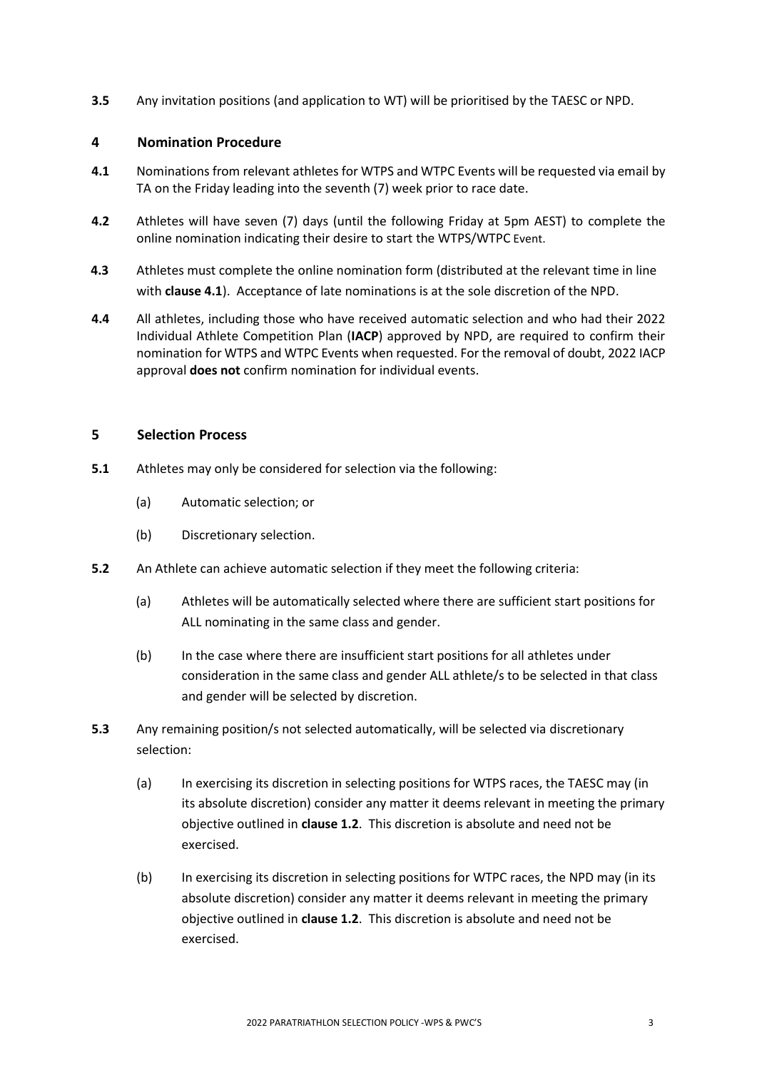**3.5** Any invitation positions (and application to WT) will be prioritised by the TAESC or NPD.

## 4 Nomination Procedure

**4.1** Nominations from relevant athletes for WTPS and WTPC Events will be requested via email by TA on the Friday leading into the seventh (7) week prior to race date.

**4.2** Athletes will have seven (7) days (until the following Friday at 5pm AEST) to complete the online nomination indicating their desire to start the WTPS/WTPC Event.

**4.3** Athletes must complete the online nomination form (distributed at the relevant time in line with **clause 4.1**). Acceptance of late nominations is at the sole discretion of the NPD.

**4.4** All athletes, including those who have received automatic selection and who had their 2022 Individual Athlete Competition Plan (**IACP**) approved by NPD, are required to confirm their nomination for WTPS and WTPC Events when requested. For the removal of doubt, 2022 IACP approval **does not** confirm nomination for individual events.

## 5 Selection Process

**5.1** Athletes may only be considered for selection via the following:

(a) Automatic selection; or

(b) Discretionary selection.

**5.2** An Athlete can achieve automatic selection if they meet the following criteria:

(a) Athletes will be automatically selected where there are sufficient start positions for ALL nominating in the same class and gender.

(b) In the case where there are insufficient start positions for all athletes under consideration in the same class and gender ALL athlete/s to be selected in that class and gender will be selected by discretion.

**5.3** Any remaining position/s not selected automatically, will be selected via discretionary selection:

(a) In exercising its discretion in selecting positions for WTPS races, the TAESC may (in its absolute discretion) consider any matter it deems relevant in meeting the primary objective outlined in **clause 1.2**. This discretion is absolute and need not be exercised.

(b) In exercising its discretion in selecting positions for WTPC races, the NPD may (in its absolute discretion) consider any matter it deems relevant in meeting the primary objective outlined in **clause 1.2**. This discretion is absolute and need not be exercised.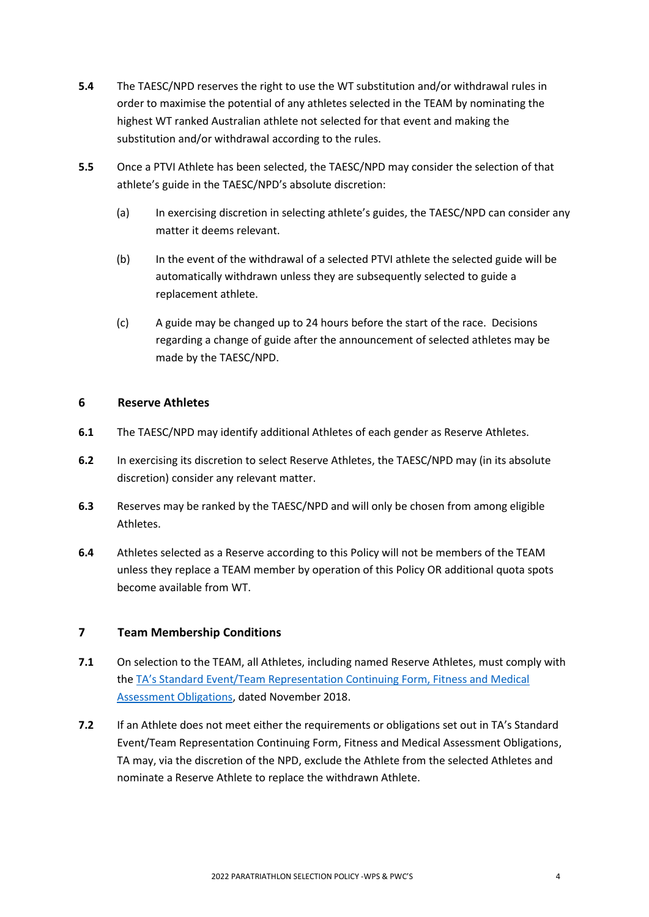**5.4** The TAESC/NPD reserves the right to use the WT substitution and/or withdrawal rules in order to maximise the potential of any athletes selected in the TEAM by nominating the highest WT ranked Australian athlete not selected for that event and making the substitution and/or withdrawal according to the rules.

**5.5** Once a PTVI Athlete has been selected, the TAESC/NPD may consider the selection of that athlete's guide in the TAESC/NPD's absolute discretion:

(a) In exercising discretion in selecting athlete's guides, the TAESC/NPD can consider any matter it deems relevant.

(b) In the event of the withdrawal of a selected PTVI athlete the selected guide will be automatically withdrawn unless they are subsequently selected to guide a replacement athlete.

(c) A guide may be changed up to 24 hours before the start of the race. Decisions regarding a change of guide after the announcement of selected athletes may be made by the TAESC/NPD.

## 6 Reserve Athletes

**6.1** The TAESC/NPD may identify additional Athletes of each gender as Reserve Athletes.

**6.2** In exercising its discretion to select Reserve Athletes, the TAESC/NPD may (in its absolute discretion) consider any relevant matter.

**6.3** Reserves may be ranked by the TAESC/NPD and will only be chosen from among eligible Athletes.

**6.4** Athletes selected as a Reserve according to this Policy will not be members of the TEAM unless they replace a TEAM member by operation of this Policy OR additional quota spots become available from WT.

## 7 Team Membership Conditions

**7.1** On selection to the TEAM, all Athletes, including named Reserve Athletes, must comply with the TA's Standard Event/Team Representation Continuing Form, Fitness and Medical Assessment Obligations, dated November 2018.

**7.2** If an Athlete does not meet either the requirements or obligations set out in TA's Standard Event/Team Representation Continuing Form, Fitness and Medical Assessment Obligations, TA may, via the discretion of the NPD, exclude the Athlete from the selected Athletes and nominate a Reserve Athlete to replace the withdrawn Athlete.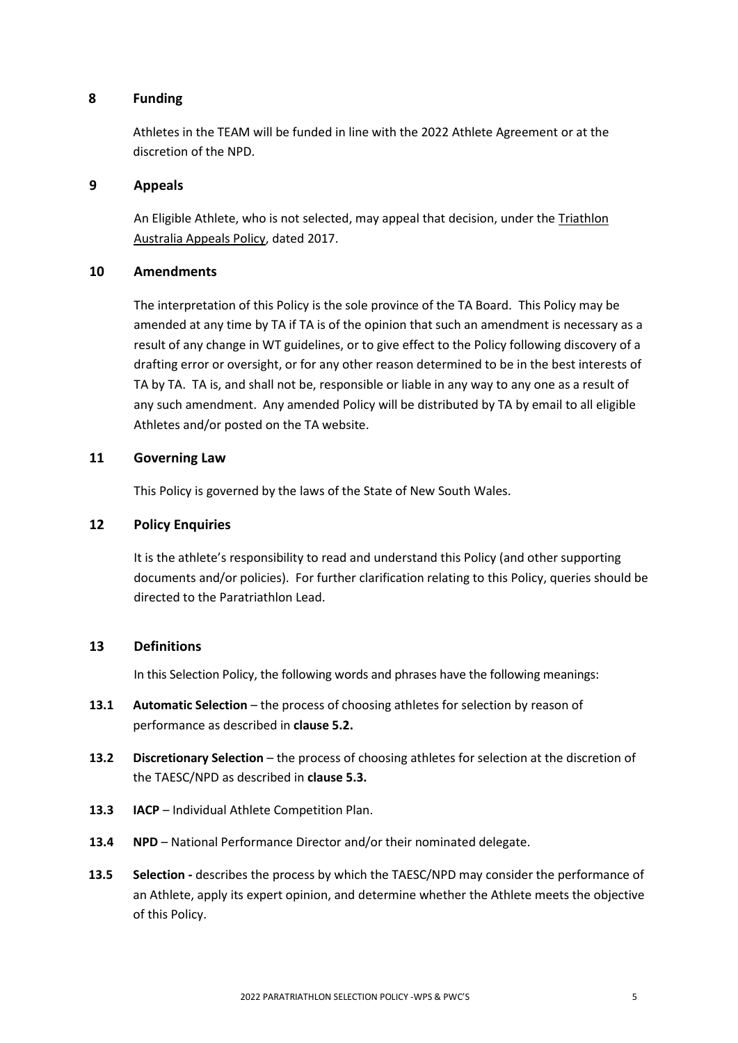## 8 Funding

Athletes in the TEAM will be funded in line with the 2022 Athlete Agreement or at the discretion of the NPD.

## 9 Appeals

An Eligible Athlete, who is not selected, may appeal that decision, under the Triathlon Australia Appeals Policy, dated 2017.

## 10 Amendments

The interpretation of this Policy is the sole province of the TA Board. This Policy may be amended at any time by TA if TA is of the opinion that such an amendment is necessary as a result of any change in WT guidelines, or to give effect to the Policy following discovery of a drafting error or oversight, or for any other reason determined to be in the best interests of TA by TA. TA is, and shall not be, responsible or liable in any way to any one as a result of any such amendment. Any amended Policy will be distributed by TA by email to all eligible Athletes and/or posted on the TA website.

## 11 Governing Law

This Policy is governed by the laws of the State of New South Wales.

## 12 Policy Enquiries

It is the athlete's responsibility to read and understand this Policy (and other supporting documents and/or policies). For further clarification relating to this Policy, queries should be directed to the Paratriathlon Lead.

## 13 Definitions

In this Selection Policy, the following words and phrases have the following meanings:

**13.1** **Automatic Selection** – the process of choosing athletes for selection by reason of performance as described in **clause 5.2.**

**13.2** **Discretionary Selection** – the process of choosing athletes for selection at the discretion of the TAESC/NPD as described in **clause 5.3.**

**13.3** **IACP** – Individual Athlete Competition Plan.

**13.4** **NPD** – National Performance Director and/or their nominated delegate.

**13.5** **Selection -** describes the process by which the TAESC/NPD may consider the performance of an Athlete, apply its expert opinion, and determine whether the Athlete meets the objective of this Policy.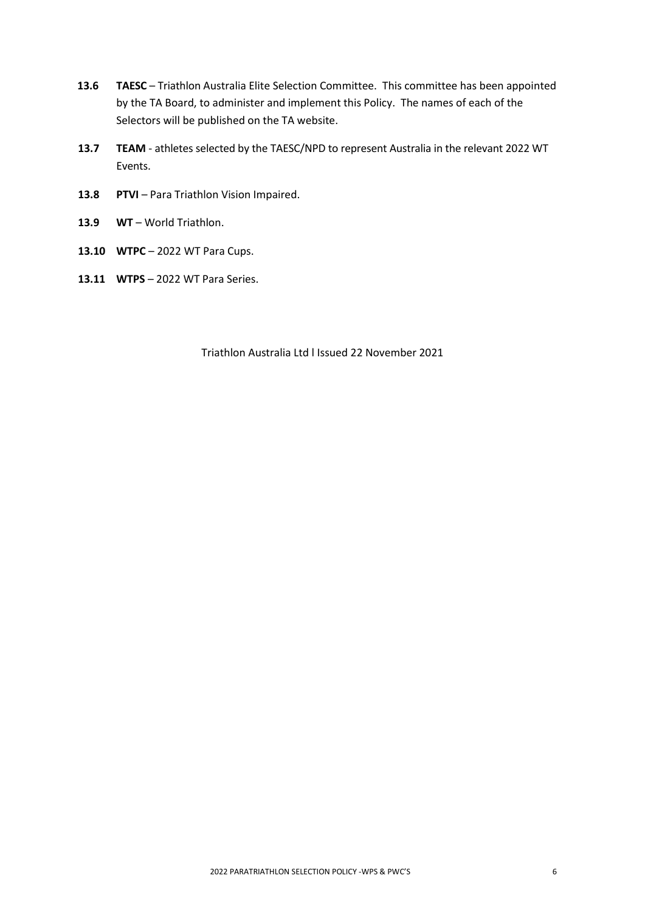**13.6** **TAESC** – Triathlon Australia Elite Selection Committee. This committee has been appointed by the TA Board, to administer and implement this Policy. The names of each of the Selectors will be published on the TA website.

**13.7** **TEAM** - athletes selected by the TAESC/NPD to represent Australia in the relevant 2022 WT Events.

**13.8** **PTVI** – Para Triathlon Vision Impaired.

**13.9** **WT** – World Triathlon.

**13.10** **WTPC** – 2022 WT Para Cups.

**13.11** **WTPS** – 2022 WT Para Series.

Triathlon Australia Ltd l Issued 22 November 2021